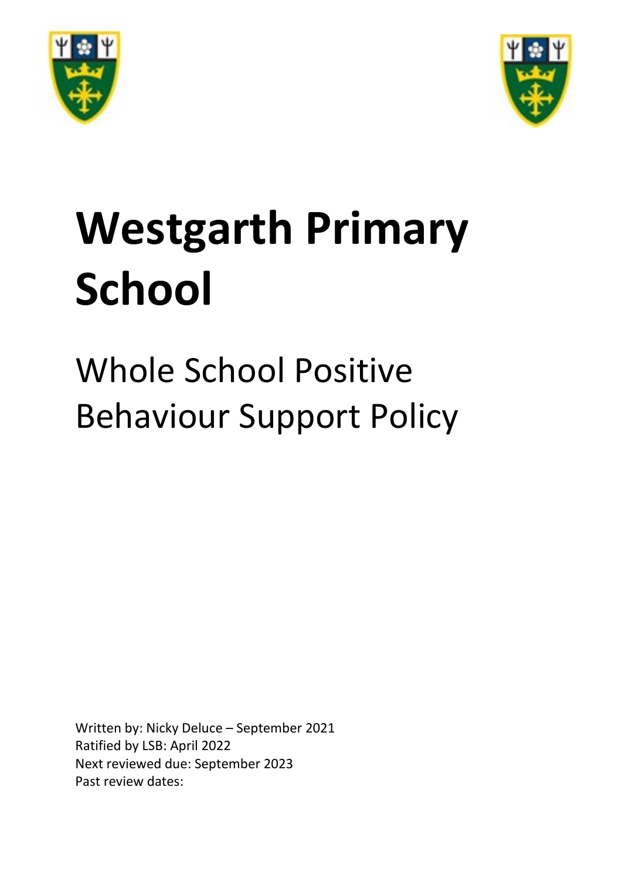# Westgarth Primary School

## Whole School Positive Behaviour Support Policy

Written by: Nicky Deluce – September 2021
Ratified by LSB: April 2022
Next reviewed due: September 2023
Past review dates: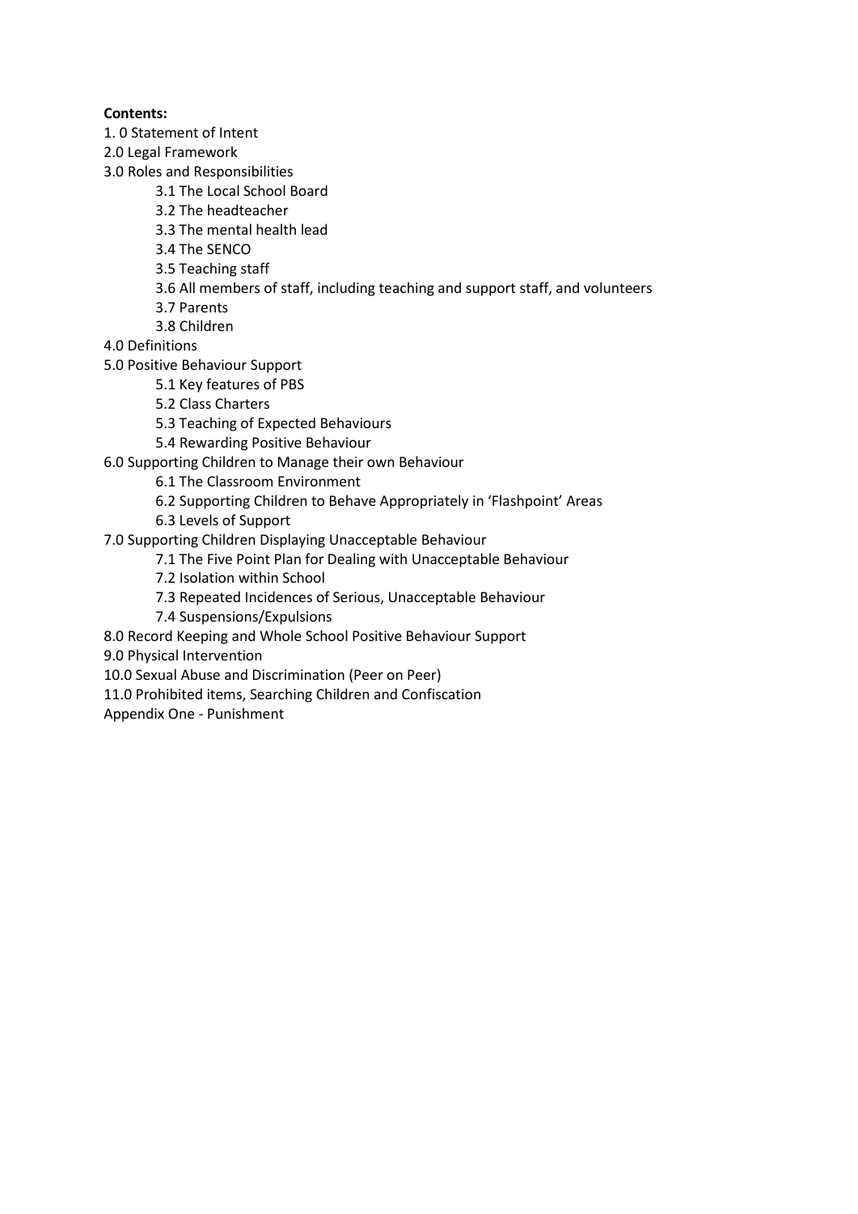**Contents:**

1. 0 Statement of Intent
2.0 Legal Framework
3.0 Roles and Responsibilities
    - 3.1 The Local School Board
    - 3.2 The headteacher
    - 3.3 The mental health lead
    - 3.4 The SENCO
    - 3.5 Teaching staff
    - 3.6 All members of staff, including teaching and support staff, and volunteers
    - 3.7 Parents
    - 3.8 Children
4.0 Definitions
5.0 Positive Behaviour Support
    - 5.1 Key features of PBS
    - 5.2 Class Charters
    - 5.3 Teaching of Expected Behaviours
    - 5.4 Rewarding Positive Behaviour
6.0 Supporting Children to Manage their own Behaviour
    - 6.1 The Classroom Environment
    - 6.2 Supporting Children to Behave Appropriately in 'Flashpoint' Areas
    - 6.3 Levels of Support
7.0 Supporting Children Displaying Unacceptable Behaviour
    - 7.1 The Five Point Plan for Dealing with Unacceptable Behaviour
    - 7.2 Isolation within School
    - 7.3 Repeated Incidences of Serious, Unacceptable Behaviour
    - 7.4 Suspensions/Expulsions
8.0 Record Keeping and Whole School Positive Behaviour Support
9.0 Physical Intervention
10.0 Sexual Abuse and Discrimination (Peer on Peer)
11.0 Prohibited items, Searching Children and Confiscation
Appendix One - Punishment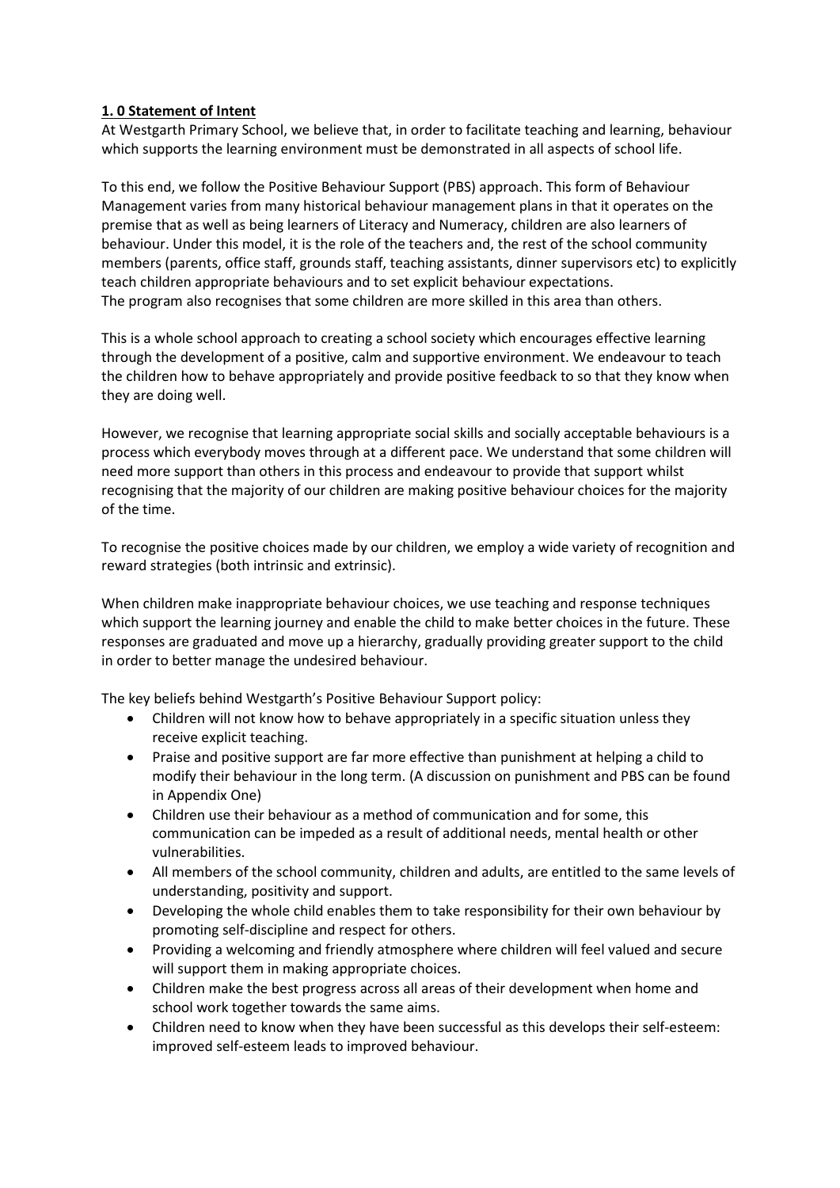## 1. 0 Statement of Intent

At Westgarth Primary School, we believe that, in order to facilitate teaching and learning, behaviour which supports the learning environment must be demonstrated in all aspects of school life.

To this end, we follow the Positive Behaviour Support (PBS) approach. This form of Behaviour Management varies from many historical behaviour management plans in that it operates on the premise that as well as being learners of Literacy and Numeracy, children are also learners of behaviour. Under this model, it is the role of the teachers and, the rest of the school community members (parents, office staff, grounds staff, teaching assistants, dinner supervisors etc) to explicitly teach children appropriate behaviours and to set explicit behaviour expectations.
The program also recognises that some children are more skilled in this area than others.

This is a whole school approach to creating a school society which encourages effective learning through the development of a positive, calm and supportive environment. We endeavour to teach the children how to behave appropriately and provide positive feedback to so that they know when they are doing well.

However, we recognise that learning appropriate social skills and socially acceptable behaviours is a process which everybody moves through at a different pace. We understand that some children will need more support than others in this process and endeavour to provide that support whilst recognising that the majority of our children are making positive behaviour choices for the majority of the time.

To recognise the positive choices made by our children, we employ a wide variety of recognition and reward strategies (both intrinsic and extrinsic).

When children make inappropriate behaviour choices, we use teaching and response techniques which support the learning journey and enable the child to make better choices in the future. These responses are graduated and move up a hierarchy, gradually providing greater support to the child in order to better manage the undesired behaviour.

The key beliefs behind Westgarth's Positive Behaviour Support policy:

- Children will not know how to behave appropriately in a specific situation unless they receive explicit teaching.
- Praise and positive support are far more effective than punishment at helping a child to modify their behaviour in the long term. (A discussion on punishment and PBS can be found in Appendix One)
- Children use their behaviour as a method of communication and for some, this communication can be impeded as a result of additional needs, mental health or other vulnerabilities.
- All members of the school community, children and adults, are entitled to the same levels of understanding, positivity and support.
- Developing the whole child enables them to take responsibility for their own behaviour by promoting self-discipline and respect for others.
- Providing a welcoming and friendly atmosphere where children will feel valued and secure will support them in making appropriate choices.
- Children make the best progress across all areas of their development when home and school work together towards the same aims.
- Children need to know when they have been successful as this develops their self-esteem: improved self-esteem leads to improved behaviour.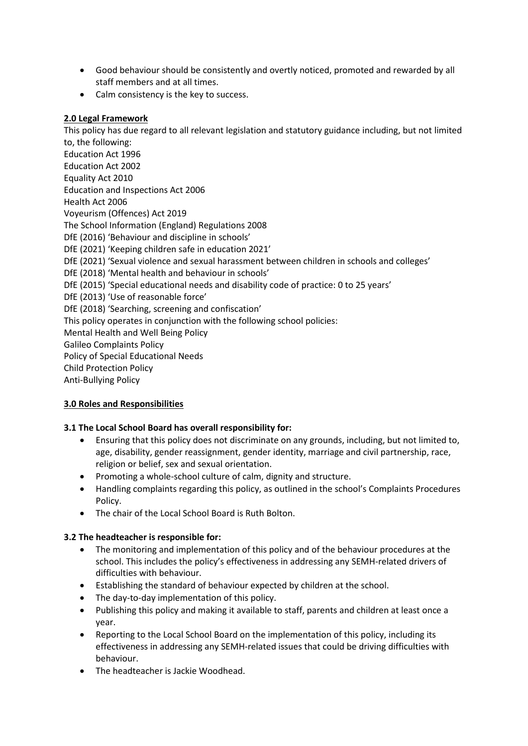- Good behaviour should be consistently and overtly noticed, promoted and rewarded by all staff members and at all times.
- Calm consistency is the key to success.

## 2.0 Legal Framework

This policy has due regard to all relevant legislation and statutory guidance including, but not limited to, the following:

Education Act 1996
Education Act 2002
Equality Act 2010
Education and Inspections Act 2006
Health Act 2006
Voyeurism (Offences) Act 2019
The School Information (England) Regulations 2008
DfE (2016) 'Behaviour and discipline in schools'
DfE (2021) 'Keeping children safe in education 2021'
DfE (2021) 'Sexual violence and sexual harassment between children in schools and colleges'
DfE (2018) 'Mental health and behaviour in schools'
DfE (2015) 'Special educational needs and disability code of practice: 0 to 25 years'
DfE (2013) 'Use of reasonable force'
DfE (2018) 'Searching, screening and confiscation'

This policy operates in conjunction with the following school policies:

Mental Health and Well Being Policy
Galileo Complaints Policy
Policy of Special Educational Needs
Child Protection Policy
Anti-Bullying Policy

## 3.0 Roles and Responsibilities

### 3.1 The Local School Board has overall responsibility for:

- Ensuring that this policy does not discriminate on any grounds, including, but not limited to, age, disability, gender reassignment, gender identity, marriage and civil partnership, race, religion or belief, sex and sexual orientation.
- Promoting a whole-school culture of calm, dignity and structure.
- Handling complaints regarding this policy, as outlined in the school's Complaints Procedures Policy.
- The chair of the Local School Board is Ruth Bolton.

### 3.2 The headteacher is responsible for:

- The monitoring and implementation of this policy and of the behaviour procedures at the school. This includes the policy's effectiveness in addressing any SEMH-related drivers of difficulties with behaviour.
- Establishing the standard of behaviour expected by children at the school.
- The day-to-day implementation of this policy.
- Publishing this policy and making it available to staff, parents and children at least once a year.
- Reporting to the Local School Board on the implementation of this policy, including its effectiveness in addressing any SEMH-related issues that could be driving difficulties with behaviour.
- The headteacher is Jackie Woodhead.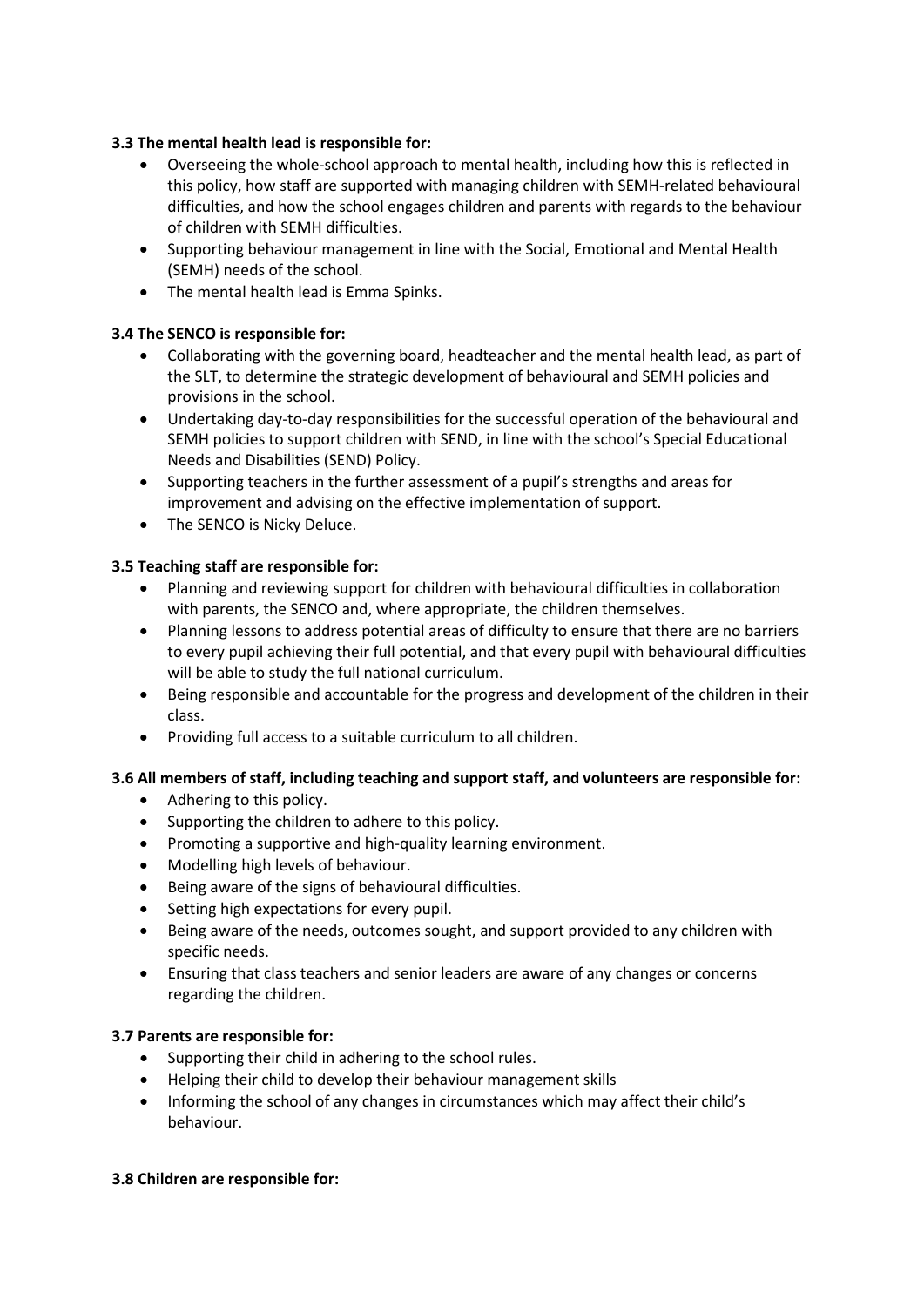### 3.3 The mental health lead is responsible for:

- Overseeing the whole-school approach to mental health, including how this is reflected in this policy, how staff are supported with managing children with SEMH-related behavioural difficulties, and how the school engages children and parents with regards to the behaviour of children with SEMH difficulties.
- Supporting behaviour management in line with the Social, Emotional and Mental Health (SEMH) needs of the school.
- The mental health lead is Emma Spinks.

### 3.4 The SENCO is responsible for:

- Collaborating with the governing board, headteacher and the mental health lead, as part of the SLT, to determine the strategic development of behavioural and SEMH policies and provisions in the school.
- Undertaking day-to-day responsibilities for the successful operation of the behavioural and SEMH policies to support children with SEND, in line with the school's Special Educational Needs and Disabilities (SEND) Policy.
- Supporting teachers in the further assessment of a pupil's strengths and areas for improvement and advising on the effective implementation of support.
- The SENCO is Nicky Deluce.

### 3.5 Teaching staff are responsible for:

- Planning and reviewing support for children with behavioural difficulties in collaboration with parents, the SENCO and, where appropriate, the children themselves.
- Planning lessons to address potential areas of difficulty to ensure that there are no barriers to every pupil achieving their full potential, and that every pupil with behavioural difficulties will be able to study the full national curriculum.
- Being responsible and accountable for the progress and development of the children in their class.
- Providing full access to a suitable curriculum to all children.

### 3.6 All members of staff, including teaching and support staff, and volunteers are responsible for:

- Adhering to this policy.
- Supporting the children to adhere to this policy.
- Promoting a supportive and high-quality learning environment.
- Modelling high levels of behaviour.
- Being aware of the signs of behavioural difficulties.
- Setting high expectations for every pupil.
- Being aware of the needs, outcomes sought, and support provided to any children with specific needs.
- Ensuring that class teachers and senior leaders are aware of any changes or concerns regarding the children.

### 3.7 Parents are responsible for:

- Supporting their child in adhering to the school rules.
- Helping their child to develop their behaviour management skills
- Informing the school of any changes in circumstances which may affect their child's behaviour.

### 3.8 Children are responsible for: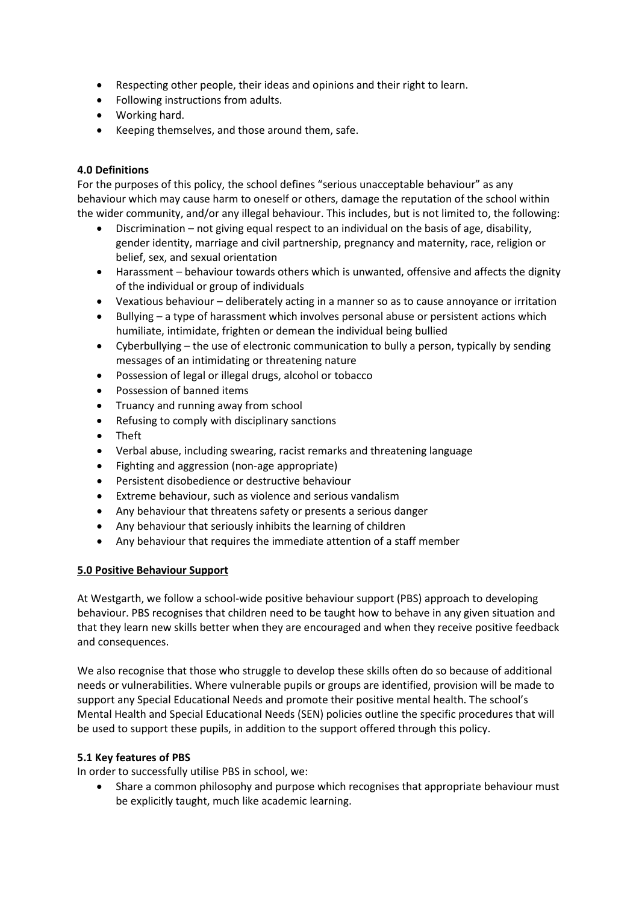- Respecting other people, their ideas and opinions and their right to learn.
- Following instructions from adults.
- Working hard.
- Keeping themselves, and those around them, safe.

**4.0 Definitions**

For the purposes of this policy, the school defines "serious unacceptable behaviour" as any behaviour which may cause harm to oneself or others, damage the reputation of the school within the wider community, and/or any illegal behaviour. This includes, but is not limited to, the following:

- Discrimination – not giving equal respect to an individual on the basis of age, disability, gender identity, marriage and civil partnership, pregnancy and maternity, race, religion or belief, sex, and sexual orientation
- Harassment – behaviour towards others which is unwanted, offensive and affects the dignity of the individual or group of individuals
- Vexatious behaviour – deliberately acting in a manner so as to cause annoyance or irritation
- Bullying – a type of harassment which involves personal abuse or persistent actions which humiliate, intimidate, frighten or demean the individual being bullied
- Cyberbullying – the use of electronic communication to bully a person, typically by sending messages of an intimidating or threatening nature
- Possession of legal or illegal drugs, alcohol or tobacco
- Possession of banned items
- Truancy and running away from school
- Refusing to comply with disciplinary sanctions
- Theft
- Verbal abuse, including swearing, racist remarks and threatening language
- Fighting and aggression (non-age appropriate)
- Persistent disobedience or destructive behaviour
- Extreme behaviour, such as violence and serious vandalism
- Any behaviour that threatens safety or presents a serious danger
- Any behaviour that seriously inhibits the learning of children
- Any behaviour that requires the immediate attention of a staff member

**5.0 Positive Behaviour Support**

At Westgarth, we follow a school-wide positive behaviour support (PBS) approach to developing behaviour. PBS recognises that children need to be taught how to behave in any given situation and that they learn new skills better when they are encouraged and when they receive positive feedback and consequences.

We also recognise that those who struggle to develop these skills often do so because of additional needs or vulnerabilities. Where vulnerable pupils or groups are identified, provision will be made to support any Special Educational Needs and promote their positive mental health. The school's Mental Health and Special Educational Needs (SEN) policies outline the specific procedures that will be used to support these pupils, in addition to the support offered through this policy.

**5.1 Key features of PBS**

In order to successfully utilise PBS in school, we:

- Share a common philosophy and purpose which recognises that appropriate behaviour must be explicitly taught, much like academic learning.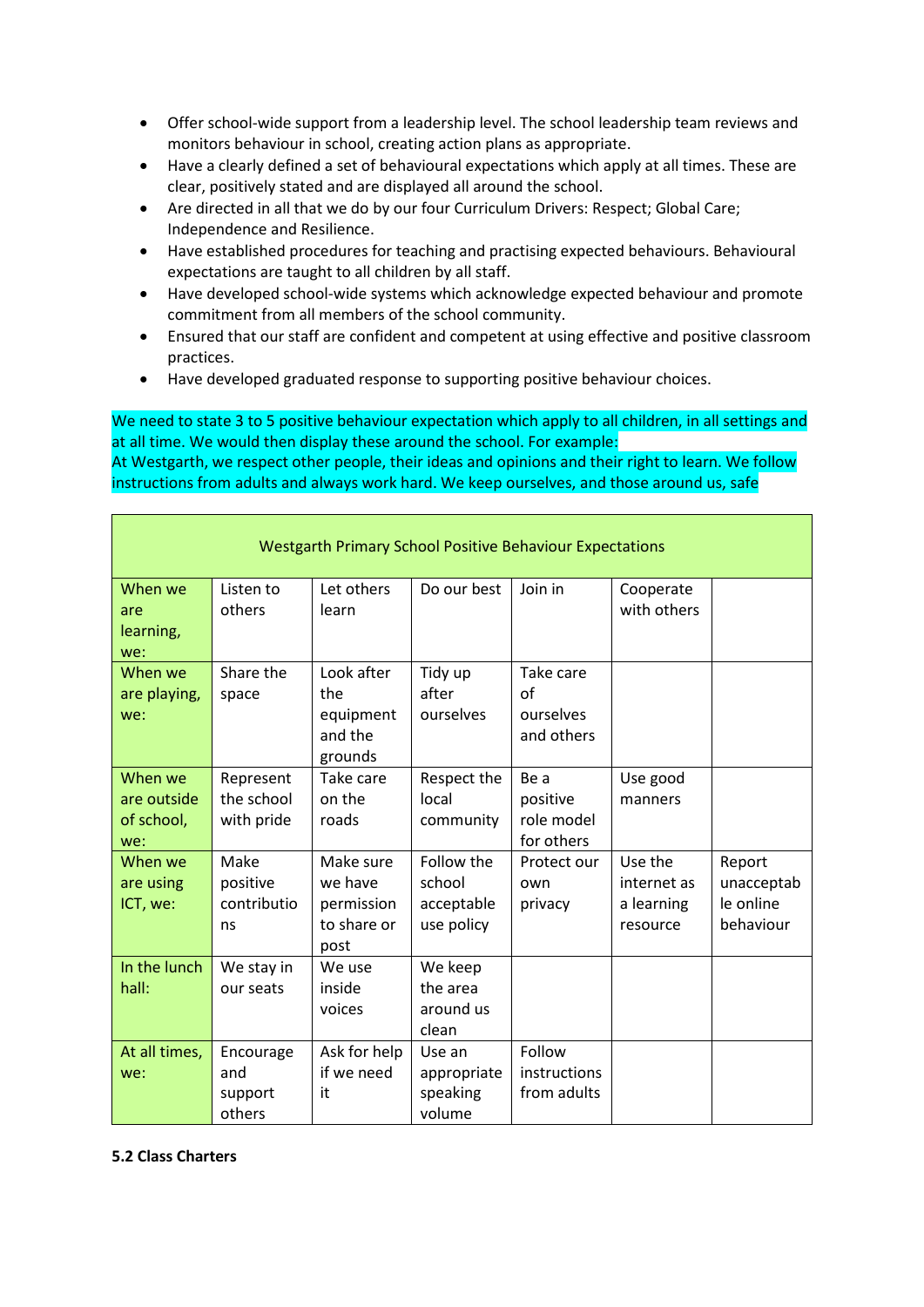- Offer school-wide support from a leadership level. The school leadership team reviews and monitors behaviour in school, creating action plans as appropriate.
- Have a clearly defined a set of behavioural expectations which apply at all times. These are clear, positively stated and are displayed all around the school.
- Are directed in all that we do by our four Curriculum Drivers: Respect; Global Care; Independence and Resilience.
- Have established procedures for teaching and practising expected behaviours. Behavioural expectations are taught to all children by all staff.
- Have developed school-wide systems which acknowledge expected behaviour and promote commitment from all members of the school community.
- Ensured that our staff are confident and competent at using effective and positive classroom practices.
- Have developed graduated response to supporting positive behaviour choices.

We need to state 3 to 5 positive behaviour expectation which apply to all children, in all settings and at all time. We would then display these around the school. For example:
At Westgarth, we respect other people, their ideas and opinions and their right to learn. We follow instructions from adults and always work hard. We keep ourselves, and those around us, safe

| Westgarth Primary School Positive Behaviour Expectations | | | | | | |
|---|---|---|---|---|---|---|
| When we are learning, we: | Listen to others | Let others learn | Do our best | Join in | Cooperate with others | |
| When we are playing, we: | Share the space | Look after the equipment and the grounds | Tidy up after ourselves | Take care of ourselves and others | | |
| When we are outside of school, we: | Represent the school with pride | Take care on the roads | Respect the local community | Be a positive role model for others | Use good manners | |
| When we are using ICT, we: | Make positive contributions | Make sure we have permission to share or post | Follow the school acceptable use policy | Protect our own privacy | Use the internet as a learning resource | Report unacceptable online behaviour |
| In the lunch hall: | We stay in our seats | We use inside voices | We keep the area around us clean | | | |
| At all times, we: | Encourage and support others | Ask for help if we need it | Use an appropriate speaking volume | Follow instructions from adults | | |

**5.2 Class Charters**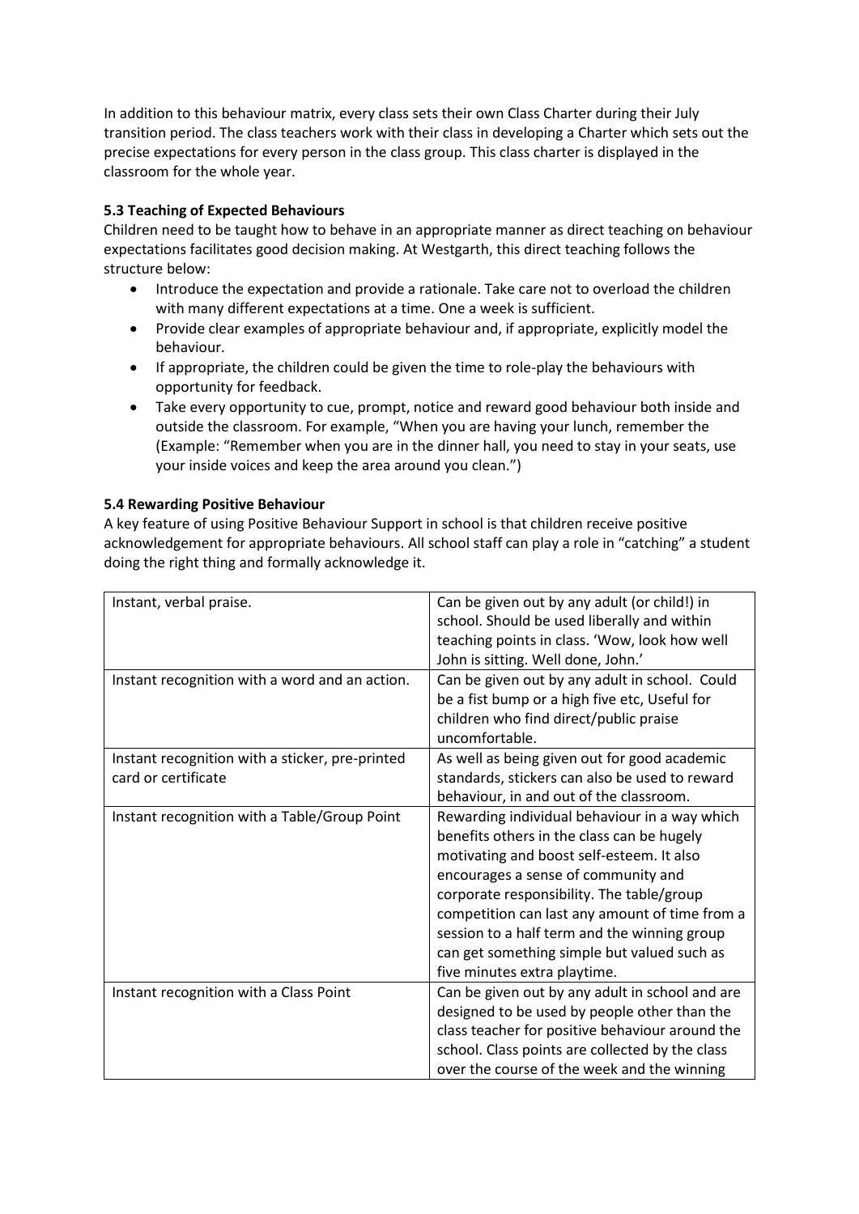In addition to this behaviour matrix, every class sets their own Class Charter during their July transition period. The class teachers work with their class in developing a Charter which sets out the precise expectations for every person in the class group. This class charter is displayed in the classroom for the whole year.

### 5.3 Teaching of Expected Behaviours

Children need to be taught how to behave in an appropriate manner as direct teaching on behaviour expectations facilitates good decision making. At Westgarth, this direct teaching follows the structure below:

- Introduce the expectation and provide a rationale. Take care not to overload the children with many different expectations at a time. One a week is sufficient.
- Provide clear examples of appropriate behaviour and, if appropriate, explicitly model the behaviour.
- If appropriate, the children could be given the time to role-play the behaviours with opportunity for feedback.
- Take every opportunity to cue, prompt, notice and reward good behaviour both inside and outside the classroom. For example, "When you are having your lunch, remember the (Example: "Remember when you are in the dinner hall, you need to stay in your seats, use your inside voices and keep the area around you clean.")

### 5.4 Rewarding Positive Behaviour

A key feature of using Positive Behaviour Support in school is that children receive positive acknowledgement for appropriate behaviours. All school staff can play a role in "catching" a student doing the right thing and formally acknowledge it.

| | |
|---|---|
| Instant, verbal praise. | Can be given out by any adult (or child!) in school. Should be used liberally and within teaching points in class. 'Wow, look how well John is sitting. Well done, John.' |
| Instant recognition with a word and an action. | Can be given out by any adult in school. Could be a fist bump or a high five etc, Useful for children who find direct/public praise uncomfortable. |
| Instant recognition with a sticker, pre-printed card or certificate | As well as being given out for good academic standards, stickers can also be used to reward behaviour, in and out of the classroom. |
| Instant recognition with a Table/Group Point | Rewarding individual behaviour in a way which benefits others in the class can be hugely motivating and boost self-esteem. It also encourages a sense of community and corporate responsibility. The table/group competition can last any amount of time from a session to a half term and the winning group can get something simple but valued such as five minutes extra playtime. |
| Instant recognition with a Class Point | Can be given out by any adult in school and are designed to be used by people other than the class teacher for positive behaviour around the school. Class points are collected by the class over the course of the week and the winning |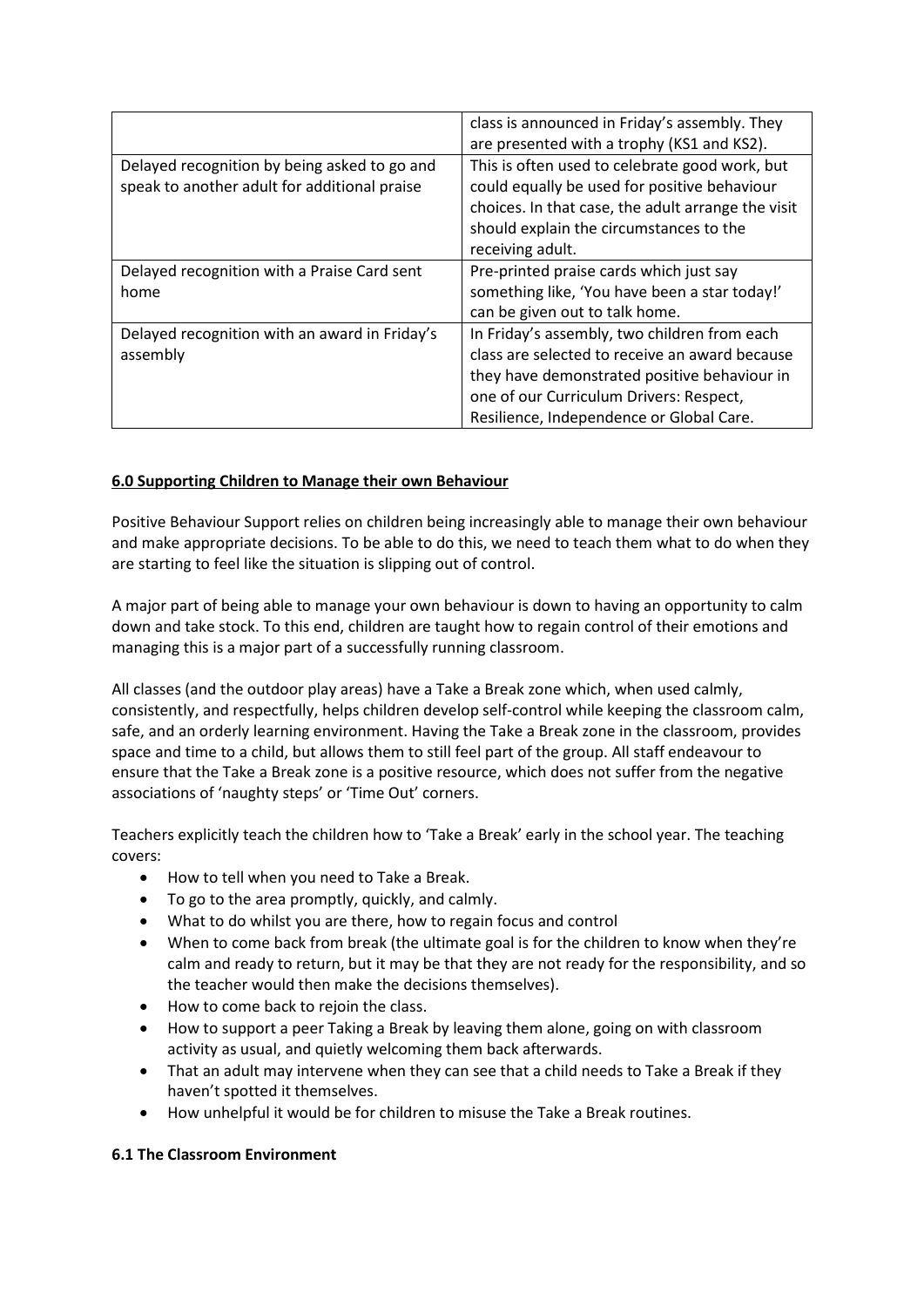| | |
|---|---|
| | class is announced in Friday's assembly. They are presented with a trophy (KS1 and KS2). |
| Delayed recognition by being asked to go and speak to another adult for additional praise | This is often used to celebrate good work, but could equally be used for positive behaviour choices. In that case, the adult arrange the visit should explain the circumstances to the receiving adult. |
| Delayed recognition with a Praise Card sent home | Pre-printed praise cards which just say something like, 'You have been a star today!' can be given out to talk home. |
| Delayed recognition with an award in Friday's assembly | In Friday's assembly, two children from each class are selected to receive an award because they have demonstrated positive behaviour in one of our Curriculum Drivers: Respect, Resilience, Independence or Global Care. |

## 6.0 Supporting Children to Manage their own Behaviour

Positive Behaviour Support relies on children being increasingly able to manage their own behaviour and make appropriate decisions. To be able to do this, we need to teach them what to do when they are starting to feel like the situation is slipping out of control.

A major part of being able to manage your own behaviour is down to having an opportunity to calm down and take stock. To this end, children are taught how to regain control of their emotions and managing this is a major part of a successfully running classroom.

All classes (and the outdoor play areas) have a Take a Break zone which, when used calmly, consistently, and respectfully, helps children develop self-control while keeping the classroom calm, safe, and an orderly learning environment. Having the Take a Break zone in the classroom, provides space and time to a child, but allows them to still feel part of the group. All staff endeavour to ensure that the Take a Break zone is a positive resource, which does not suffer from the negative associations of 'naughty steps' or 'Time Out' corners.

Teachers explicitly teach the children how to 'Take a Break' early in the school year. The teaching covers:

- How to tell when you need to Take a Break.
- To go to the area promptly, quickly, and calmly.
- What to do whilst you are there, how to regain focus and control
- When to come back from break (the ultimate goal is for the children to know when they're calm and ready to return, but it may be that they are not ready for the responsibility, and so the teacher would then make the decisions themselves).
- How to come back to rejoin the class.
- How to support a peer Taking a Break by leaving them alone, going on with classroom activity as usual, and quietly welcoming them back afterwards.
- That an adult may intervene when they can see that a child needs to Take a Break if they haven't spotted it themselves.
- How unhelpful it would be for children to misuse the Take a Break routines.

### 6.1 The Classroom Environment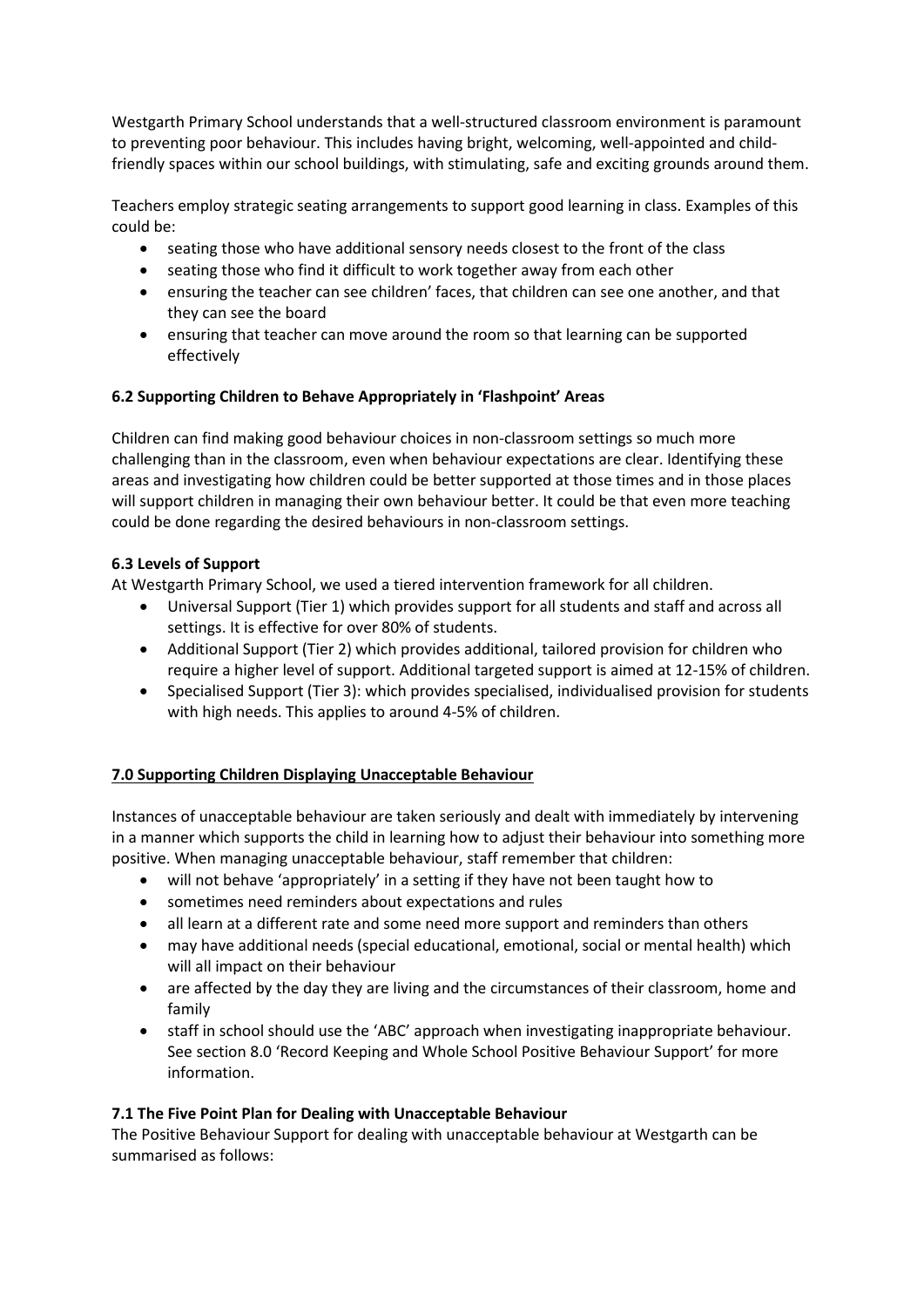Westgarth Primary School understands that a well-structured classroom environment is paramount to preventing poor behaviour. This includes having bright, welcoming, well-appointed and child-friendly spaces within our school buildings, with stimulating, safe and exciting grounds around them.

Teachers employ strategic seating arrangements to support good learning in class. Examples of this could be:

- seating those who have additional sensory needs closest to the front of the class
- seating those who find it difficult to work together away from each other
- ensuring the teacher can see children' faces, that children can see one another, and that they can see the board
- ensuring that teacher can move around the room so that learning can be supported effectively

### 6.2 Supporting Children to Behave Appropriately in 'Flashpoint' Areas

Children can find making good behaviour choices in non-classroom settings so much more challenging than in the classroom, even when behaviour expectations are clear. Identifying these areas and investigating how children could be better supported at those times and in those places will support children in managing their own behaviour better. It could be that even more teaching could be done regarding the desired behaviours in non-classroom settings.

### 6.3 Levels of Support

At Westgarth Primary School, we used a tiered intervention framework for all children.

- Universal Support (Tier 1) which provides support for all students and staff and across all settings. It is effective for over 80% of students.
- Additional Support (Tier 2) which provides additional, tailored provision for children who require a higher level of support. Additional targeted support is aimed at 12-15% of children.
- Specialised Support (Tier 3): which provides specialised, individualised provision for students with high needs. This applies to around 4-5% of children.

## 7.0 Supporting Children Displaying Unacceptable Behaviour

Instances of unacceptable behaviour are taken seriously and dealt with immediately by intervening in a manner which supports the child in learning how to adjust their behaviour into something more positive. When managing unacceptable behaviour, staff remember that children:

- will not behave 'appropriately' in a setting if they have not been taught how to
- sometimes need reminders about expectations and rules
- all learn at a different rate and some need more support and reminders than others
- may have additional needs (special educational, emotional, social or mental health) which will all impact on their behaviour
- are affected by the day they are living and the circumstances of their classroom, home and family
- staff in school should use the 'ABC' approach when investigating inappropriate behaviour. See section 8.0 'Record Keeping and Whole School Positive Behaviour Support' for more information.

### 7.1 The Five Point Plan for Dealing with Unacceptable Behaviour

The Positive Behaviour Support for dealing with unacceptable behaviour at Westgarth can be summarised as follows: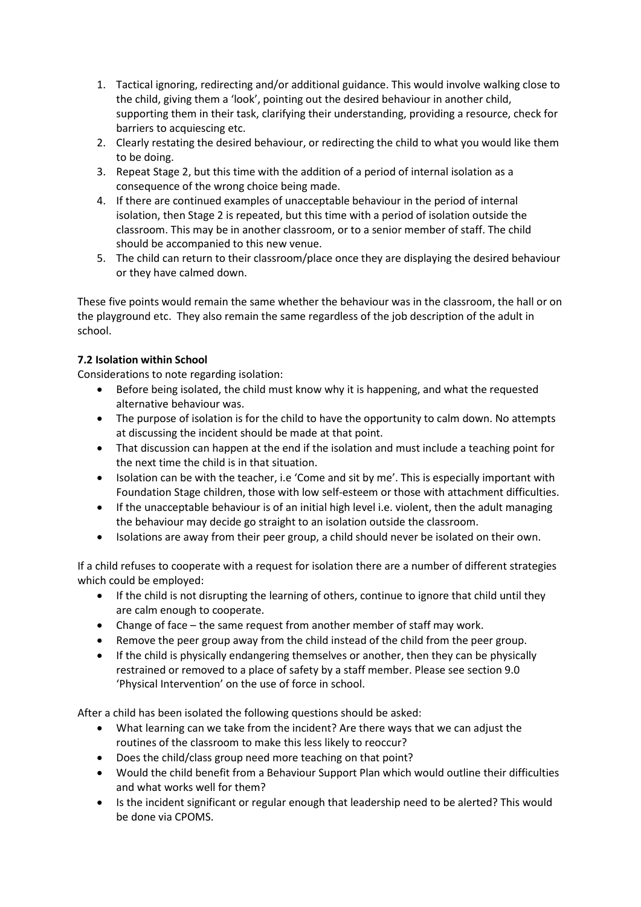1. Tactical ignoring, redirecting and/or additional guidance. This would involve walking close to the child, giving them a 'look', pointing out the desired behaviour in another child, supporting them in their task, clarifying their understanding, providing a resource, check for barriers to acquiescing etc.
2. Clearly restating the desired behaviour, or redirecting the child to what you would like them to be doing.
3. Repeat Stage 2, but this time with the addition of a period of internal isolation as a consequence of the wrong choice being made.
4. If there are continued examples of unacceptable behaviour in the period of internal isolation, then Stage 2 is repeated, but this time with a period of isolation outside the classroom. This may be in another classroom, or to a senior member of staff. The child should be accompanied to this new venue.
5. The child can return to their classroom/place once they are displaying the desired behaviour or they have calmed down.

These five points would remain the same whether the behaviour was in the classroom, the hall or on the playground etc. They also remain the same regardless of the job description of the adult in school.

**7.2 Isolation within School**

Considerations to note regarding isolation:

- Before being isolated, the child must know why it is happening, and what the requested alternative behaviour was.
- The purpose of isolation is for the child to have the opportunity to calm down. No attempts at discussing the incident should be made at that point.
- That discussion can happen at the end if the isolation and must include a teaching point for the next time the child is in that situation.
- Isolation can be with the teacher, i.e 'Come and sit by me'. This is especially important with Foundation Stage children, those with low self-esteem or those with attachment difficulties.
- If the unacceptable behaviour is of an initial high level i.e. violent, then the adult managing the behaviour may decide go straight to an isolation outside the classroom.
- Isolations are away from their peer group, a child should never be isolated on their own.

If a child refuses to cooperate with a request for isolation there are a number of different strategies which could be employed:

- If the child is not disrupting the learning of others, continue to ignore that child until they are calm enough to cooperate.
- Change of face – the same request from another member of staff may work.
- Remove the peer group away from the child instead of the child from the peer group.
- If the child is physically endangering themselves or another, then they can be physically restrained or removed to a place of safety by a staff member. Please see section 9.0 'Physical Intervention' on the use of force in school.

After a child has been isolated the following questions should be asked:

- What learning can we take from the incident? Are there ways that we can adjust the routines of the classroom to make this less likely to reoccur?
- Does the child/class group need more teaching on that point?
- Would the child benefit from a Behaviour Support Plan which would outline their difficulties and what works well for them?
- Is the incident significant or regular enough that leadership need to be alerted? This would be done via CPOMS.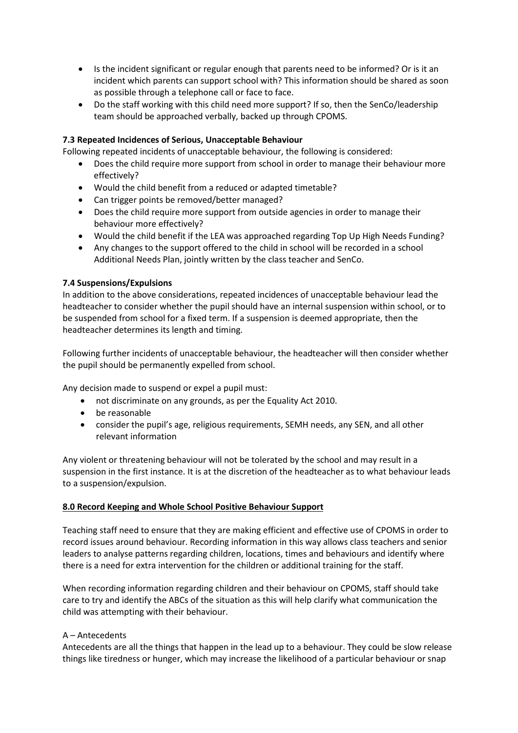- Is the incident significant or regular enough that parents need to be informed? Or is it an incident which parents can support school with? This information should be shared as soon as possible through a telephone call or face to face.
- Do the staff working with this child need more support? If so, then the SenCo/leadership team should be approached verbally, backed up through CPOMS.

### 7.3 Repeated Incidences of Serious, Unacceptable Behaviour

Following repeated incidents of unacceptable behaviour, the following is considered:

- Does the child require more support from school in order to manage their behaviour more effectively?
- Would the child benefit from a reduced or adapted timetable?
- Can trigger points be removed/better managed?
- Does the child require more support from outside agencies in order to manage their behaviour more effectively?
- Would the child benefit if the LEA was approached regarding Top Up High Needs Funding?
- Any changes to the support offered to the child in school will be recorded in a school Additional Needs Plan, jointly written by the class teacher and SenCo.

### 7.4 Suspensions/Expulsions

In addition to the above considerations, repeated incidences of unacceptable behaviour lead the headteacher to consider whether the pupil should have an internal suspension within school, or to be suspended from school for a fixed term. If a suspension is deemed appropriate, then the headteacher determines its length and timing.

Following further incidents of unacceptable behaviour, the headteacher will then consider whether the pupil should be permanently expelled from school.

Any decision made to suspend or expel a pupil must:

- not discriminate on any grounds, as per the Equality Act 2010.
- be reasonable
- consider the pupil's age, religious requirements, SEMH needs, any SEN, and all other relevant information

Any violent or threatening behaviour will not be tolerated by the school and may result in a suspension in the first instance. It is at the discretion of the headteacher as to what behaviour leads to a suspension/expulsion.

## 8.0 Record Keeping and Whole School Positive Behaviour Support

Teaching staff need to ensure that they are making efficient and effective use of CPOMS in order to record issues around behaviour. Recording information in this way allows class teachers and senior leaders to analyse patterns regarding children, locations, times and behaviours and identify where there is a need for extra intervention for the children or additional training for the staff.

When recording information regarding children and their behaviour on CPOMS, staff should take care to try and identify the ABCs of the situation as this will help clarify what communication the child was attempting with their behaviour.

A – Antecedents

Antecedents are all the things that happen in the lead up to a behaviour. They could be slow release things like tiredness or hunger, which may increase the likelihood of a particular behaviour or snap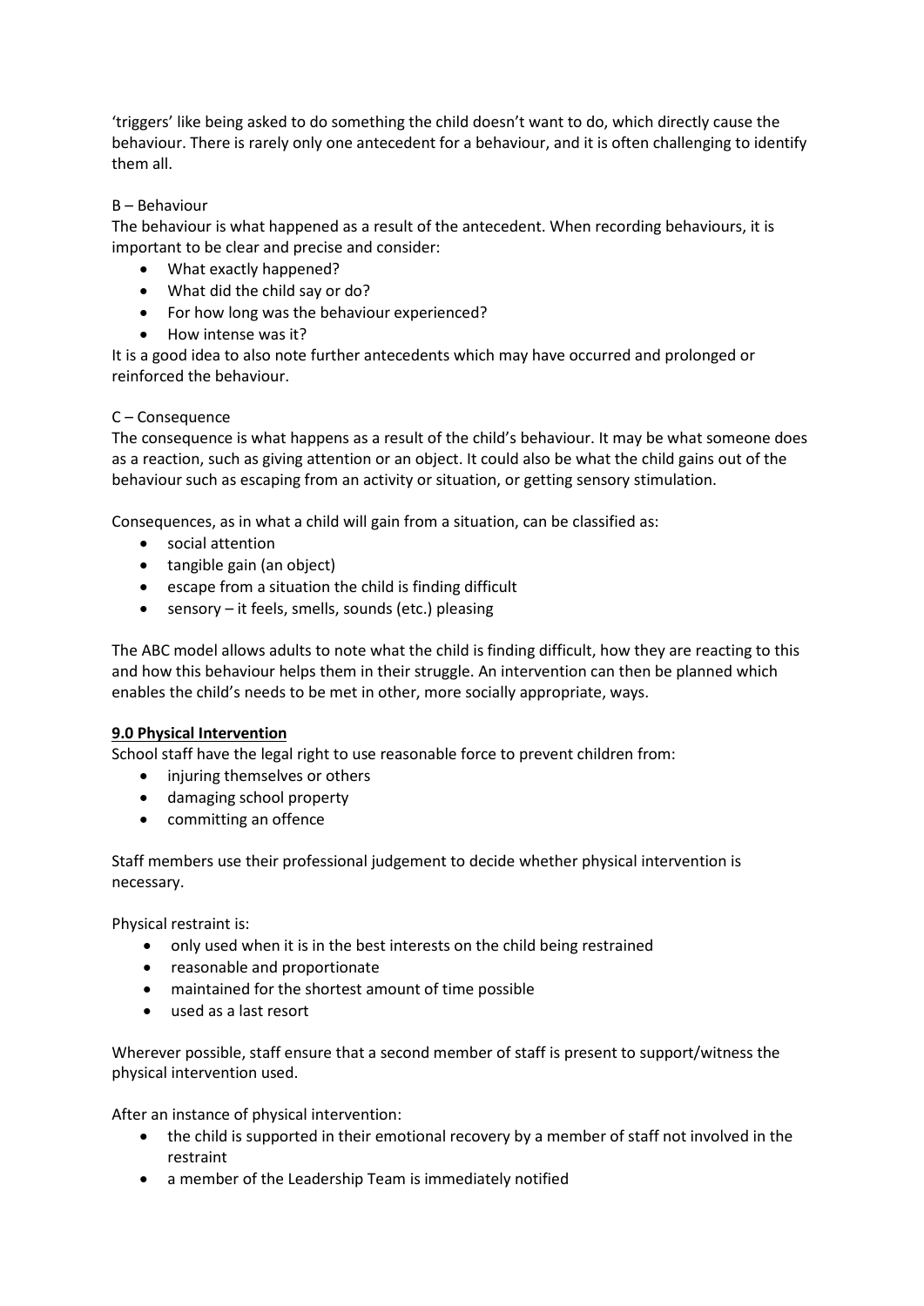'triggers' like being asked to do something the child doesn't want to do, which directly cause the behaviour. There is rarely only one antecedent for a behaviour, and it is often challenging to identify them all.

B – Behaviour

The behaviour is what happened as a result of the antecedent. When recording behaviours, it is important to be clear and precise and consider:

- What exactly happened?
- What did the child say or do?
- For how long was the behaviour experienced?
- How intense was it?

It is a good idea to also note further antecedents which may have occurred and prolonged or reinforced the behaviour.

C – Consequence

The consequence is what happens as a result of the child's behaviour. It may be what someone does as a reaction, such as giving attention or an object. It could also be what the child gains out of the behaviour such as escaping from an activity or situation, or getting sensory stimulation.

Consequences, as in what a child will gain from a situation, can be classified as:

- social attention
- tangible gain (an object)
- escape from a situation the child is finding difficult
- sensory – it feels, smells, sounds (etc.) pleasing

The ABC model allows adults to note what the child is finding difficult, how they are reacting to this and how this behaviour helps them in their struggle. An intervention can then be planned which enables the child's needs to be met in other, more socially appropriate, ways.

## 9.0 Physical Intervention

School staff have the legal right to use reasonable force to prevent children from:

- injuring themselves or others
- damaging school property
- committing an offence

Staff members use their professional judgement to decide whether physical intervention is necessary.

Physical restraint is:

- only used when it is in the best interests on the child being restrained
- reasonable and proportionate
- maintained for the shortest amount of time possible
- used as a last resort

Wherever possible, staff ensure that a second member of staff is present to support/witness the physical intervention used.

After an instance of physical intervention:

- the child is supported in their emotional recovery by a member of staff not involved in the restraint
- a member of the Leadership Team is immediately notified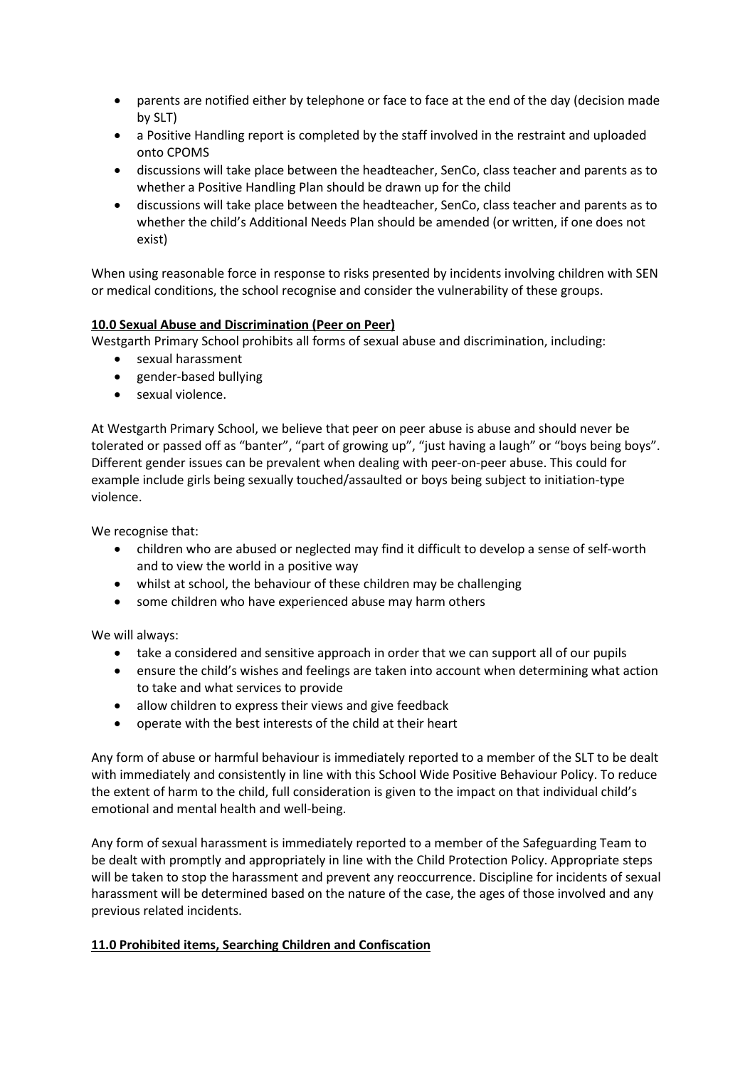- parents are notified either by telephone or face to face at the end of the day (decision made by SLT)
- a Positive Handling report is completed by the staff involved in the restraint and uploaded onto CPOMS
- discussions will take place between the headteacher, SenCo, class teacher and parents as to whether a Positive Handling Plan should be drawn up for the child
- discussions will take place between the headteacher, SenCo, class teacher and parents as to whether the child's Additional Needs Plan should be amended (or written, if one does not exist)

When using reasonable force in response to risks presented by incidents involving children with SEN or medical conditions, the school recognise and consider the vulnerability of these groups.

## **10.0 Sexual Abuse and Discrimination (Peer on Peer)**

Westgarth Primary School prohibits all forms of sexual abuse and discrimination, including:

- sexual harassment
- gender-based bullying
- sexual violence.

At Westgarth Primary School, we believe that peer on peer abuse is abuse and should never be tolerated or passed off as "banter", "part of growing up", "just having a laugh" or "boys being boys". Different gender issues can be prevalent when dealing with peer-on-peer abuse. This could for example include girls being sexually touched/assaulted or boys being subject to initiation-type violence.

We recognise that:

- children who are abused or neglected may find it difficult to develop a sense of self-worth and to view the world in a positive way
- whilst at school, the behaviour of these children may be challenging
- some children who have experienced abuse may harm others

We will always:

- take a considered and sensitive approach in order that we can support all of our pupils
- ensure the child's wishes and feelings are taken into account when determining what action to take and what services to provide
- allow children to express their views and give feedback
- operate with the best interests of the child at their heart

Any form of abuse or harmful behaviour is immediately reported to a member of the SLT to be dealt with immediately and consistently in line with this School Wide Positive Behaviour Policy. To reduce the extent of harm to the child, full consideration is given to the impact on that individual child's emotional and mental health and well-being.

Any form of sexual harassment is immediately reported to a member of the Safeguarding Team to be dealt with promptly and appropriately in line with the Child Protection Policy. Appropriate steps will be taken to stop the harassment and prevent any reoccurrence. Discipline for incidents of sexual harassment will be determined based on the nature of the case, the ages of those involved and any previous related incidents.

## **11.0 Prohibited items, Searching Children and Confiscation**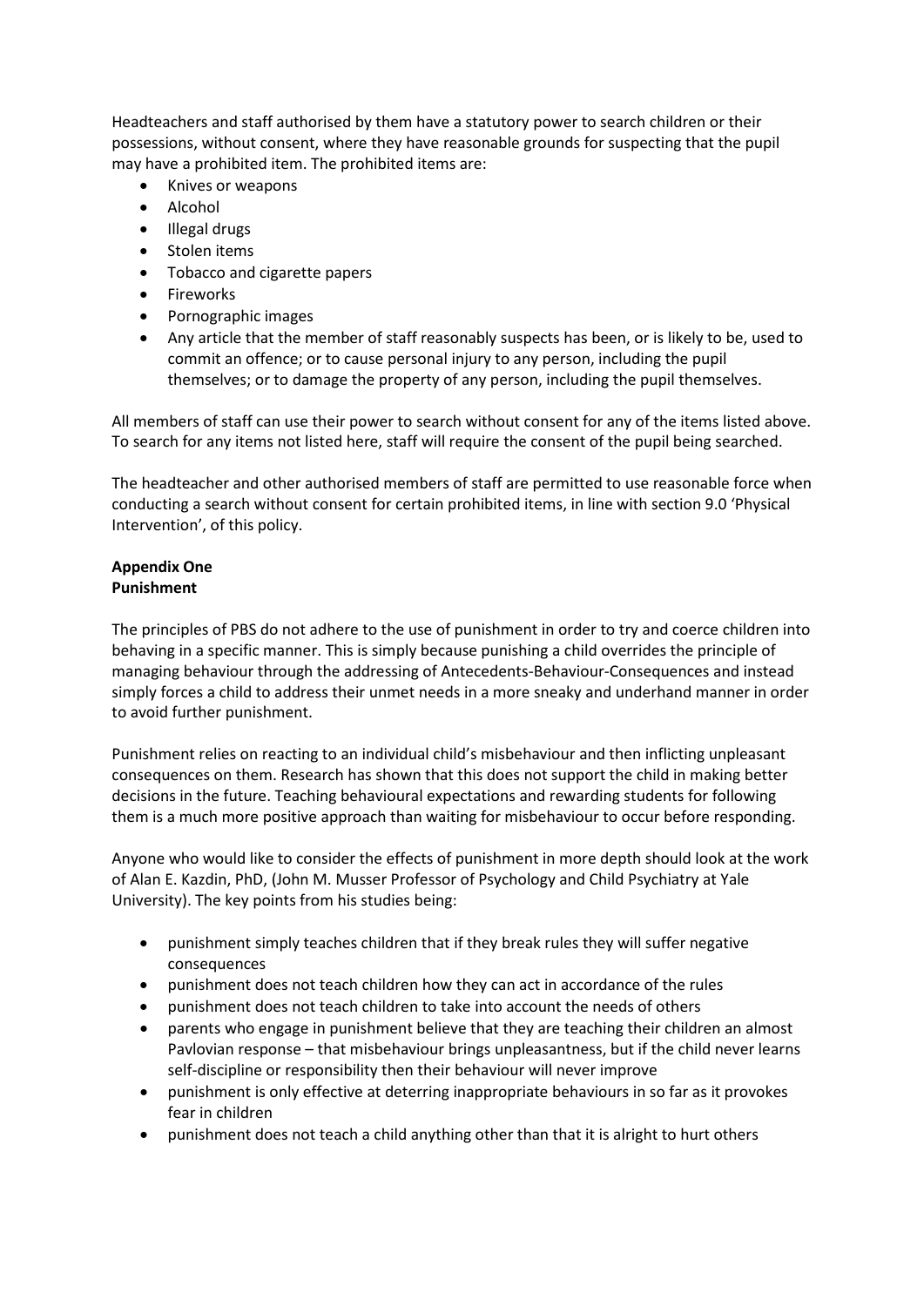Headteachers and staff authorised by them have a statutory power to search children or their possessions, without consent, where they have reasonable grounds for suspecting that the pupil may have a prohibited item. The prohibited items are:

- Knives or weapons
- Alcohol
- Illegal drugs
- Stolen items
- Tobacco and cigarette papers
- Fireworks
- Pornographic images
- Any article that the member of staff reasonably suspects has been, or is likely to be, used to commit an offence; or to cause personal injury to any person, including the pupil themselves; or to damage the property of any person, including the pupil themselves.

All members of staff can use their power to search without consent for any of the items listed above. To search for any items not listed here, staff will require the consent of the pupil being searched.

The headteacher and other authorised members of staff are permitted to use reasonable force when conducting a search without consent for certain prohibited items, in line with section 9.0 'Physical Intervention', of this policy.

**Appendix One**
**Punishment**

The principles of PBS do not adhere to the use of punishment in order to try and coerce children into behaving in a specific manner. This is simply because punishing a child overrides the principle of managing behaviour through the addressing of Antecedents-Behaviour-Consequences and instead simply forces a child to address their unmet needs in a more sneaky and underhand manner in order to avoid further punishment.

Punishment relies on reacting to an individual child's misbehaviour and then inflicting unpleasant consequences on them. Research has shown that this does not support the child in making better decisions in the future. Teaching behavioural expectations and rewarding students for following them is a much more positive approach than waiting for misbehaviour to occur before responding.

Anyone who would like to consider the effects of punishment in more depth should look at the work of Alan E. Kazdin, PhD, (John M. Musser Professor of Psychology and Child Psychiatry at Yale University). The key points from his studies being:

- punishment simply teaches children that if they break rules they will suffer negative consequences
- punishment does not teach children how they can act in accordance of the rules
- punishment does not teach children to take into account the needs of others
- parents who engage in punishment believe that they are teaching their children an almost Pavlovian response – that misbehaviour brings unpleasantness, but if the child never learns self-discipline or responsibility then their behaviour will never improve
- punishment is only effective at deterring inappropriate behaviours in so far as it provokes fear in children
- punishment does not teach a child anything other than that it is alright to hurt others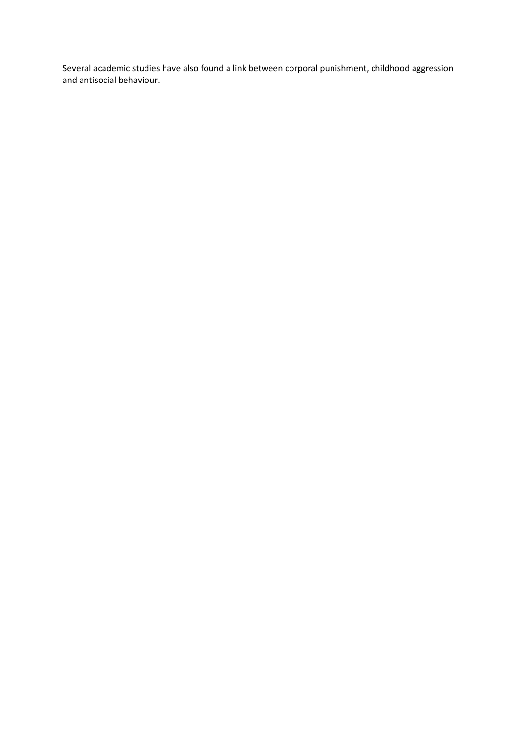Several academic studies have also found a link between corporal punishment, childhood aggression and antisocial behaviour.